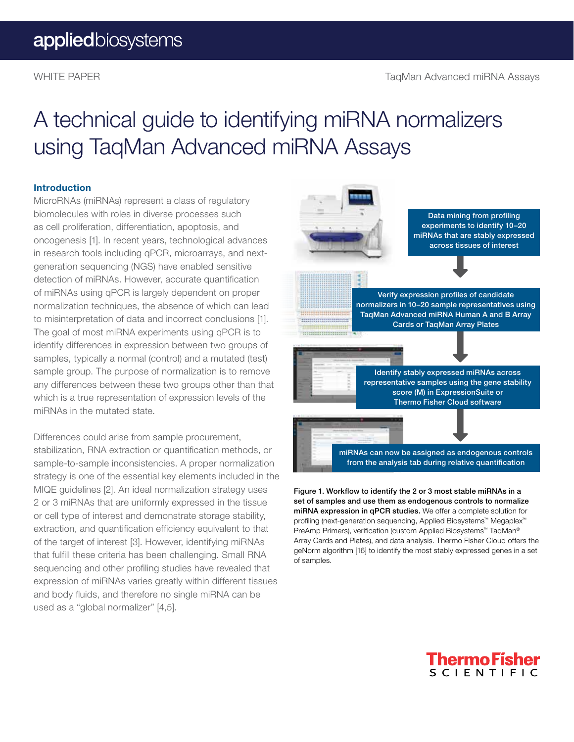WHITE PAPER

TaqMan Advanced miRNA Assays

# A technical guide to identifying miRNA normalizers using TaqMan Advanced miRNA Assays

## Introduction

MicroRNAs (miRNAs) represent a class of regulatory biomolecules with roles in diverse processes such as cell proliferation, differentiation, apoptosis, and oncogenesis [1]. In recent years, technological advances in research tools including qPCR, microarrays, and next-generation sequencing (NGS) have enabled sensitive detection of miRNAs. However, accurate quantification of miRNAs using qPCR is largely dependent on proper normalization techniques, the absence of which can lead to misinterpretation of data and incorrect conclusions [1]. The goal of most miRNA experiments using qPCR is to identify differences in expression between two groups of samples, typically a normal (control) and a mutated (test) sample group. The purpose of normalization is to remove any differences between these two groups other than that which is a true representation of expression levels of the miRNAs in the mutated state.

Differences could arise from sample procurement, stabilization, RNA extraction or quantification methods, or sample-to-sample inconsistencies. A proper normalization strategy is one of the essential key elements included in the MIQE guidelines [2]. An ideal normalization strategy uses 2 or 3 miRNAs that are uniformly expressed in the tissue or cell type of interest and demonstrate storage stability, extraction, and quantification efficiency equivalent to that of the target of interest [3]. However, identifying miRNAs that fulfill these criteria has been challenging. Small RNA sequencing and other profiling studies have revealed that expression of miRNAs varies greatly within different tissues and body fluids, and therefore no single miRNA can be used as a "global normalizer" [4,5].

Data mining from profiling experiments to identify 10–20 miRNAs that are stably expressed across tissues of interest

Verify expression profiles of candidate normalizers in 10–20 sample representatives using TaqMan Advanced miRNA Human A and B Array Cards or TaqMan Array Plates

Identify stably expressed miRNAs across representative samples using the gene stability score (M) in ExpressionSuite or Thermo Fisher Cloud software

miRNAs can now be assigned as endogenous controls from the analysis tab during relative quantification

**Figure 1. Workflow to identify the 2 or 3 most stable miRNAs in a set of samples and use them as endogenous controls to normalize miRNA expression in qPCR studies.** We offer a complete solution for profiling (next-generation sequencing, Applied Biosystems™ Megaplex™ PreAmp Primers), verification (custom Applied Biosystems™ TaqMan® Array Cards and Plates), and data analysis. Thermo Fisher Cloud offers the geNorm algorithm [16] to identify the most stably expressed genes in a set of samples.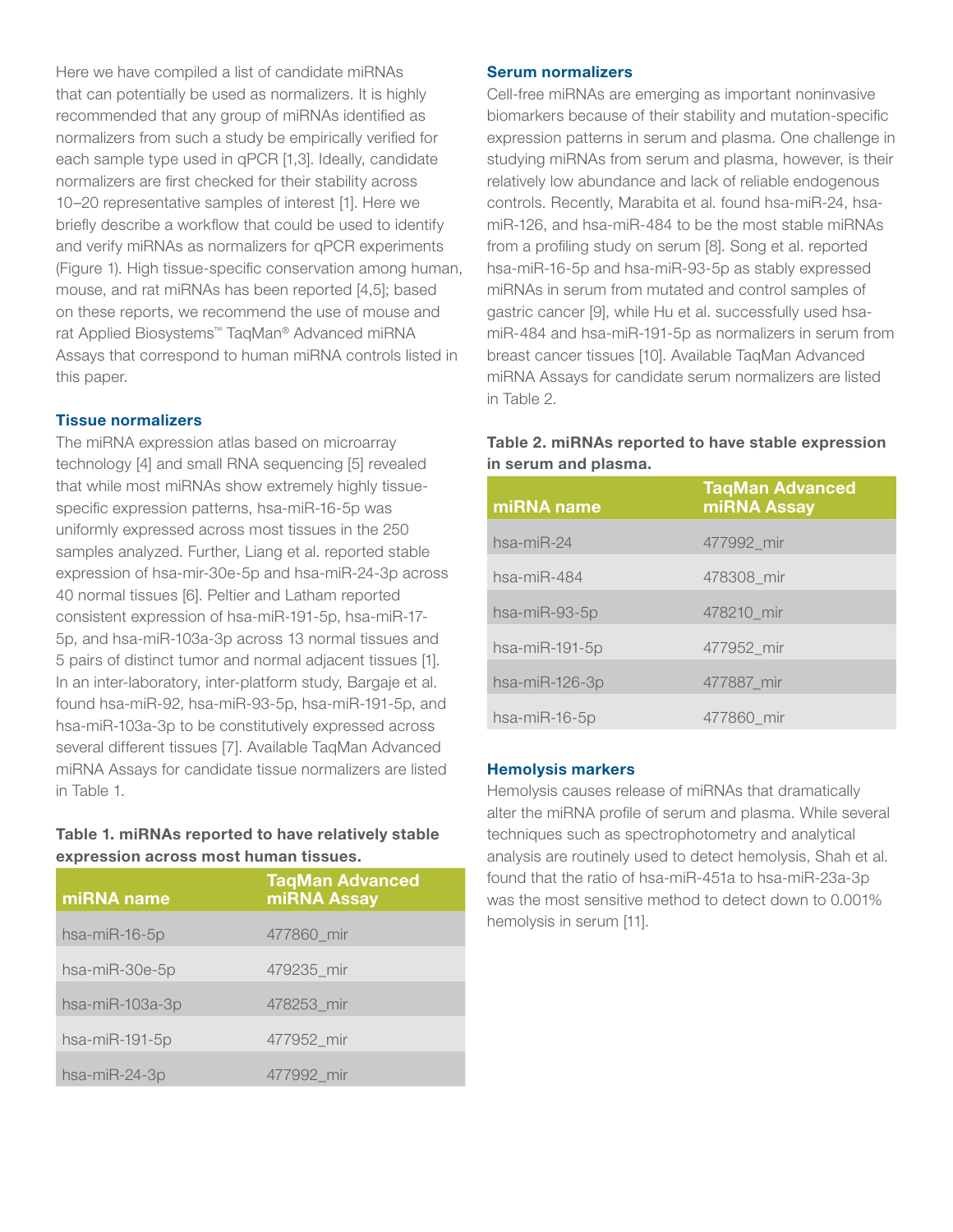Here we have compiled a list of candidate miRNAs that can potentially be used as normalizers. It is highly recommended that any group of miRNAs identified as normalizers from such a study be empirically verified for each sample type used in qPCR [1,3]. Ideally, candidate normalizers are first checked for their stability across 10–20 representative samples of interest [1]. Here we briefly describe a workflow that could be used to identify and verify miRNAs as normalizers for qPCR experiments (Figure 1). High tissue-specific conservation among human, mouse, and rat miRNAs has been reported [4,5]; based on these reports, we recommend the use of mouse and rat Applied Biosystems™ TaqMan® Advanced miRNA Assays that correspond to human miRNA controls listed in this paper.

### Tissue normalizers

The miRNA expression atlas based on microarray technology [4] and small RNA sequencing [5] revealed that while most miRNAs show extremely highly tissue-specific expression patterns, hsa-miR-16-5p was uniformly expressed across most tissues in the 250 samples analyzed. Further, Liang et al. reported stable expression of hsa-mir-30e-5p and hsa-miR-24-3p across 40 normal tissues [6]. Peltier and Latham reported consistent expression of hsa-miR-191-5p, hsa-miR-17-5p, and hsa-miR-103a-3p across 13 normal tissues and 5 pairs of distinct tumor and normal adjacent tissues [1]. In an inter-laboratory, inter-platform study, Bargaje et al. found hsa-miR-92, hsa-miR-93-5p, hsa-miR-191-5p, and hsa-miR-103a-3p to be constitutively expressed across several different tissues [7]. Available TaqMan Advanced miRNA Assays for candidate tissue normalizers are listed in Table 1.

**Table 1. miRNAs reported to have relatively stable expression across most human tissues.**

| miRNA name | TaqMan Advanced miRNA Assay |
|---|---|
| hsa-miR-16-5p | 477860_mir |
| hsa-miR-30e-5p | 479235_mir |
| hsa-miR-103a-3p | 478253_mir |
| hsa-miR-191-5p | 477952_mir |
| hsa-miR-24-3p | 477992_mir |

### Serum normalizers

Cell-free miRNAs are emerging as important noninvasive biomarkers because of their stability and mutation-specific expression patterns in serum and plasma. One challenge in studying miRNAs from serum and plasma, however, is their relatively low abundance and lack of reliable endogenous controls. Recently, Marabita et al. found hsa-miR-24, hsa-miR-126, and hsa-miR-484 to be the most stable miRNAs from a profiling study on serum [8]. Song et al. reported hsa-miR-16-5p and hsa-miR-93-5p as stably expressed miRNAs in serum from mutated and control samples of gastric cancer [9], while Hu et al. successfully used hsa-miR-484 and hsa-miR-191-5p as normalizers in serum from breast cancer tissues [10]. Available TaqMan Advanced miRNA Assays for candidate serum normalizers are listed in Table 2.

**Table 2. miRNAs reported to have stable expression in serum and plasma.**

| miRNA name | TaqMan Advanced miRNA Assay |
|---|---|
| hsa-miR-24 | 477992_mir |
| hsa-miR-484 | 478308_mir |
| hsa-miR-93-5p | 478210_mir |
| hsa-miR-191-5p | 477952_mir |
| hsa-miR-126-3p | 477887_mir |
| hsa-miR-16-5p | 477860_mir |

### Hemolysis markers

Hemolysis causes release of miRNAs that dramatically alter the miRNA profile of serum and plasma. While several techniques such as spectrophotometry and analytical analysis are routinely used to detect hemolysis, Shah et al. found that the ratio of hsa-miR-451a to hsa-miR-23a-3p was the most sensitive method to detect down to 0.001% hemolysis in serum [11].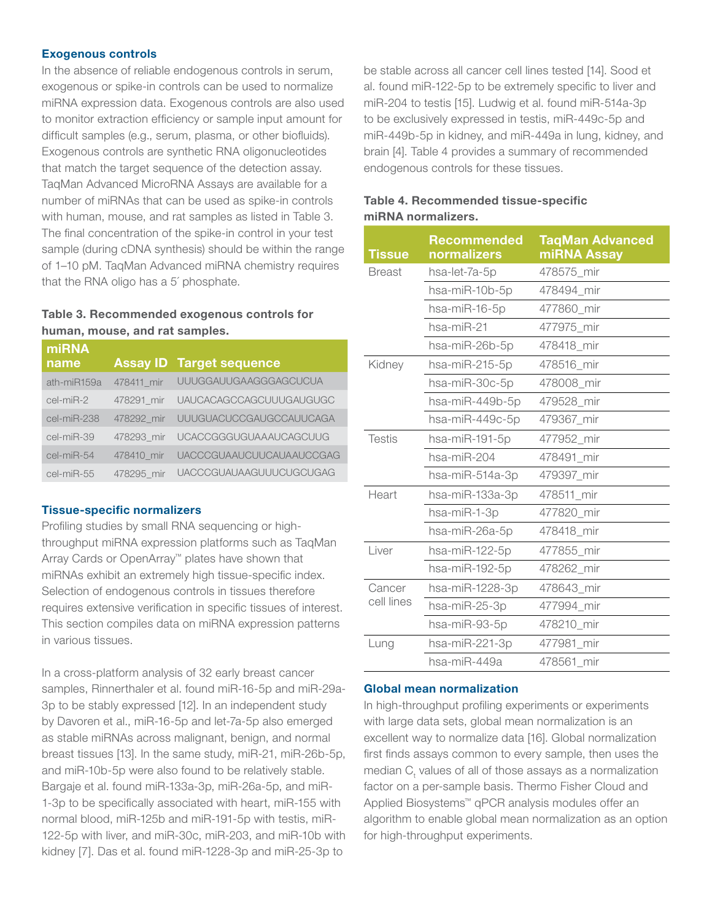### Exogenous controls

In the absence of reliable endogenous controls in serum, exogenous or spike-in controls can be used to normalize miRNA expression data. Exogenous controls are also used to monitor extraction efficiency or sample input amount for difficult samples (e.g., serum, plasma, or other biofluids). Exogenous controls are synthetic RNA oligonucleotides that match the target sequence of the detection assay. TaqMan Advanced MicroRNA Assays are available for a number of miRNAs that can be used as spike-in controls with human, mouse, and rat samples as listed in Table 3. The final concentration of the spike-in control in your test sample (during cDNA synthesis) should be within the range of 1–10 pM. TaqMan Advanced miRNA chemistry requires that the RNA oligo has a 5´ phosphate.

**Table 3. Recommended exogenous controls for human, mouse, and rat samples.**

| miRNA name | Assay ID | Target sequence |
|---|---|---|
| ath-miR159a | 478411_mir | UUUGGAUUGAAGGGAGCUCUA |
| cel-miR-2 | 478291_mir | UAUCACAGCCAGCUUUGAUGUGC |
| cel-miR-238 | 478292_mir | UUUGUACUCCGAUGCCAUUCAGA |
| cel-miR-39 | 478293_mir | UCACCGGGUGUAAAUCAGCUUG |
| cel-miR-54 | 478410_mir | UACCCGUAAUCUUCAUAAUCCGAG |
| cel-miR-55 | 478295_mir | UACCCGUAUAAGUUUCUGCUGAG |

### Tissue-specific normalizers

Profiling studies by small RNA sequencing or high-throughput miRNA expression platforms such as TaqMan Array Cards or OpenArray™ plates have shown that miRNAs exhibit an extremely high tissue-specific index. Selection of endogenous controls in tissues therefore requires extensive verification in specific tissues of interest. This section compiles data on miRNA expression patterns in various tissues.

In a cross-platform analysis of 32 early breast cancer samples, Rinnerthaler et al. found miR-16-5p and miR-29a-3p to be stably expressed [12]. In an independent study by Davoren et al., miR-16-5p and let-7a-5p also emerged as stable miRNAs across malignant, benign, and normal breast tissues [13]. In the same study, miR-21, miR-26b-5p, and miR-10b-5p were also found to be relatively stable. Bargaje et al. found miR-133a-3p, miR-26a-5p, and miR-1-3p to be specifically associated with heart, miR-155 with normal blood, miR-125b and miR-191-5p with testis, miR-122-5p with liver, and miR-30c, miR-203, and miR-10b with kidney [7]. Das et al. found miR-1228-3p and miR-25-3p to be stable across all cancer cell lines tested [14]. Sood et al. found miR-122-5p to be extremely specific to liver and miR-204 to testis [15]. Ludwig et al. found miR-514a-3p to be exclusively expressed in testis, miR-449c-5p and miR-449b-5p in kidney, and miR-449a in lung, kidney, and brain [4]. Table 4 provides a summary of recommended endogenous controls for these tissues.

**Table 4. Recommended tissue-specific miRNA normalizers.**

| Tissue | Recommended normalizers | TaqMan Advanced miRNA Assay |
|---|---|---|
| Breast | hsa-let-7a-5p | 478575_mir |
| | hsa-miR-10b-5p | 478494_mir |
| | hsa-miR-16-5p | 477860_mir |
| | hsa-miR-21 | 477975_mir |
| | hsa-miR-26b-5p | 478418_mir |
| Kidney | hsa-miR-215-5p | 478516_mir |
| | hsa-miR-30c-5p | 478008_mir |
| | hsa-miR-449b-5p | 479528_mir |
| | hsa-miR-449c-5p | 479367_mir |
| Testis | hsa-miR-191-5p | 477952_mir |
| | hsa-miR-204 | 478491_mir |
| | hsa-miR-514a-3p | 479397_mir |
| Heart | hsa-miR-133a-3p | 478511_mir |
| | hsa-miR-1-3p | 477820_mir |
| | hsa-miR-26a-5p | 478418_mir |
| Liver | hsa-miR-122-5p | 477855_mir |
| | hsa-miR-192-5p | 478262_mir |
| Cancer cell lines | hsa-miR-1228-3p | 478643_mir |
| | hsa-miR-25-3p | 477994_mir |
| | hsa-miR-93-5p | 478210_mir |
| Lung | hsa-miR-221-3p | 477981_mir |
| | hsa-miR-449a | 478561_mir |

### Global mean normalization

In high-throughput profiling experiments or experiments with large data sets, global mean normalization is an excellent way to normalize data [16]. Global normalization first finds assays common to every sample, then uses the median $C_t$ values of all of those assays as a normalization factor on a per-sample basis. Thermo Fisher Cloud and Applied Biosystems™ qPCR analysis modules offer an algorithm to enable global mean normalization as an option for high-throughput experiments.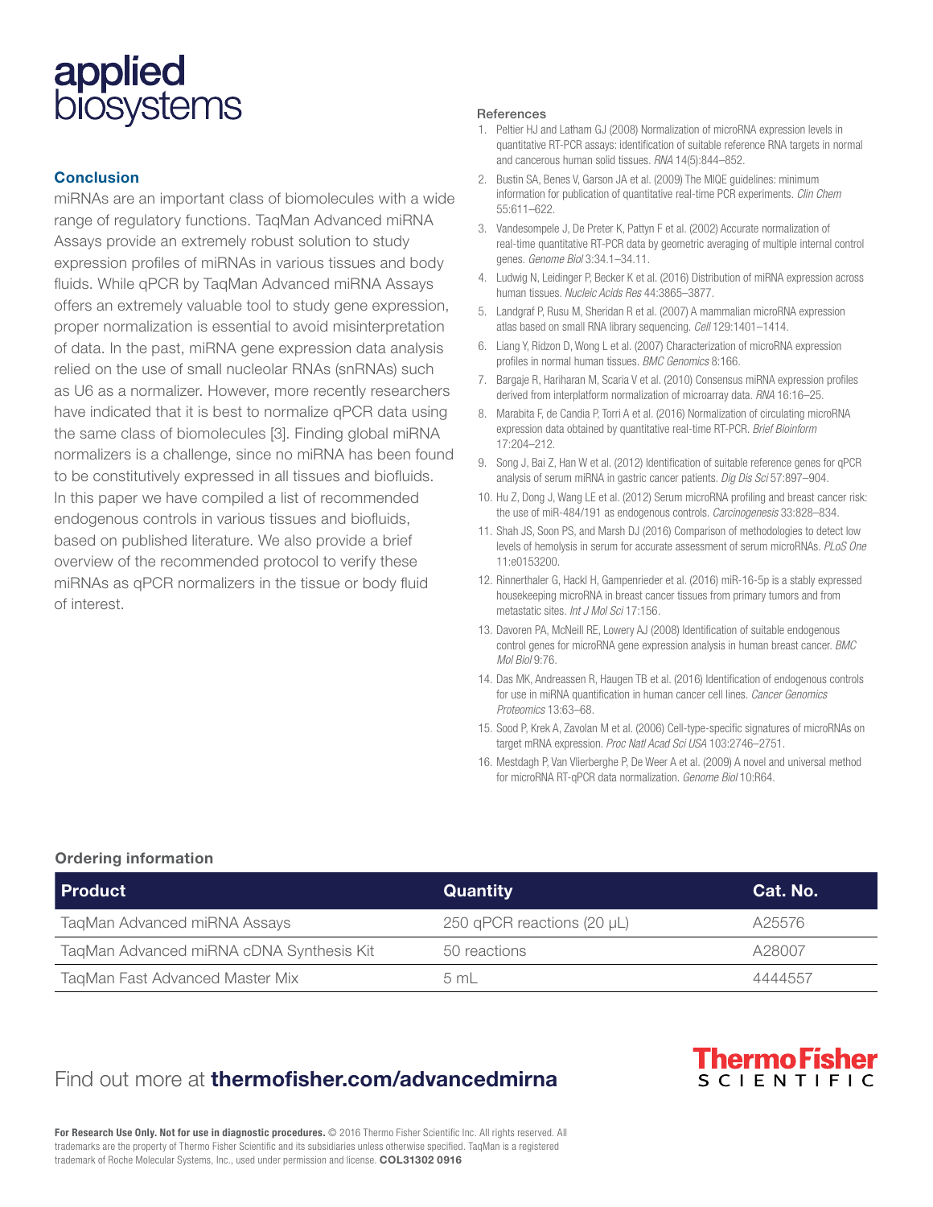applied biosystems

## Conclusion

miRNAs are an important class of biomolecules with a wide range of regulatory functions. TaqMan Advanced miRNA Assays provide an extremely robust solution to study expression profiles of miRNAs in various tissues and body fluids. While qPCR by TaqMan Advanced miRNA Assays offers an extremely valuable tool to study gene expression, proper normalization is essential to avoid misinterpretation of data. In the past, miRNA gene expression data analysis relied on the use of small nucleolar RNAs (snRNAs) such as U6 as a normalizer. However, more recently researchers have indicated that it is best to normalize qPCR data using the same class of biomolecules [3]. Finding global miRNA normalizers is a challenge, since no miRNA has been found to be constitutively expressed in all tissues and biofluids. In this paper we have compiled a list of recommended endogenous controls in various tissues and biofluids, based on published literature. We also provide a brief overview of the recommended protocol to verify these miRNAs as qPCR normalizers in the tissue or body fluid of interest.

### References

1. Peltier HJ and Latham GJ (2008) Normalization of microRNA expression levels in quantitative RT-PCR assays: identification of suitable reference RNA targets in normal and cancerous human solid tissues. *RNA* 14(5):844–852.
2. Bustin SA, Benes V, Garson JA et al. (2009) The MIQE guidelines: minimum information for publication of quantitative real-time PCR experiments. *Clin Chem* 55:611–622.
3. Vandesompele J, De Preter K, Pattyn F et al. (2002) Accurate normalization of real-time quantitative RT-PCR data by geometric averaging of multiple internal control genes. *Genome Biol* 3:34.1–34.11.
4. Ludwig N, Leidinger P, Becker K et al. (2016) Distribution of miRNA expression across human tissues. *Nucleic Acids Res* 44:3865–3877.
5. Landgraf P, Rusu M, Sheridan R et al. (2007) A mammalian microRNA expression atlas based on small RNA library sequencing. *Cell* 129:1401–1414.
6. Liang Y, Ridzon D, Wong L et al. (2007) Characterization of microRNA expression profiles in normal human tissues. *BMC Genomics* 8:166.
7. Bargaje R, Hariharan M, Scaria V et al. (2010) Consensus miRNA expression profiles derived from interplatform normalization of microarray data. *RNA* 16:16–25.
8. Marabita F, de Candia P, Torri A et al. (2016) Normalization of circulating microRNA expression data obtained by quantitative real-time RT-PCR. *Brief Bioinform* 17:204–212.
9. Song J, Bai Z, Han W et al. (2012) Identification of suitable reference genes for qPCR analysis of serum miRNA in gastric cancer patients. *Dig Dis Sci* 57:897–904.
10. Hu Z, Dong J, Wang LE et al. (2012) Serum microRNA profiling and breast cancer risk: the use of miR-484/191 as endogenous controls. *Carcinogenesis* 33:828–834.
11. Shah JS, Soon PS, and Marsh DJ (2016) Comparison of methodologies to detect low levels of hemolysis in serum for accurate assessment of serum microRNAs. *PLoS One* 11:e0153200.
12. Rinnerthaler G, Hackl H, Gampenrieder et al. (2016) miR-16-5p is a stably expressed housekeeping microRNA in breast cancer tissues from primary tumors and from metastatic sites. *Int J Mol Sci* 17:156.
13. Davoren PA, McNeill RE, Lowery AJ (2008) Identification of suitable endogenous control genes for microRNA gene expression analysis in human breast cancer. *BMC Mol Biol* 9:76.
14. Das MK, Andreassen R, Haugen TB et al. (2016) Identification of endogenous controls for use in miRNA quantification in human cancer cell lines. *Cancer Genomics Proteomics* 13:63–68.
15. Sood P, Krek A, Zavolan M et al. (2006) Cell-type-specific signatures of microRNAs on target mRNA expression. *Proc Natl Acad Sci USA* 103:2746–2751.
16. Mestdagh P, Van Vlierberghe P, De Weer A et al. (2009) A novel and universal method for microRNA RT-qPCR data normalization. *Genome Biol* 10:R64.

### Ordering information

| Product | Quantity | Cat. No. |
| --- | --- | --- |
| TaqMan Advanced miRNA Assays | 250 qPCR reactions (20 µL) | A25576 |
| TaqMan Advanced miRNA cDNA Synthesis Kit | 50 reactions | A28007 |
| TaqMan Fast Advanced Master Mix | 5 mL | 4444557 |

Find out more at **thermofisher.com/advancedmirna**

Thermo Fisher SCIENTIFIC

**For Research Use Only. Not for use in diagnostic procedures.** © 2016 Thermo Fisher Scientific Inc. All rights reserved. All trademarks are the property of Thermo Fisher Scientific and its subsidiaries unless otherwise specified. TaqMan is a registered trademark of Roche Molecular Systems, Inc., used under permission and license. **COL31302 0916**